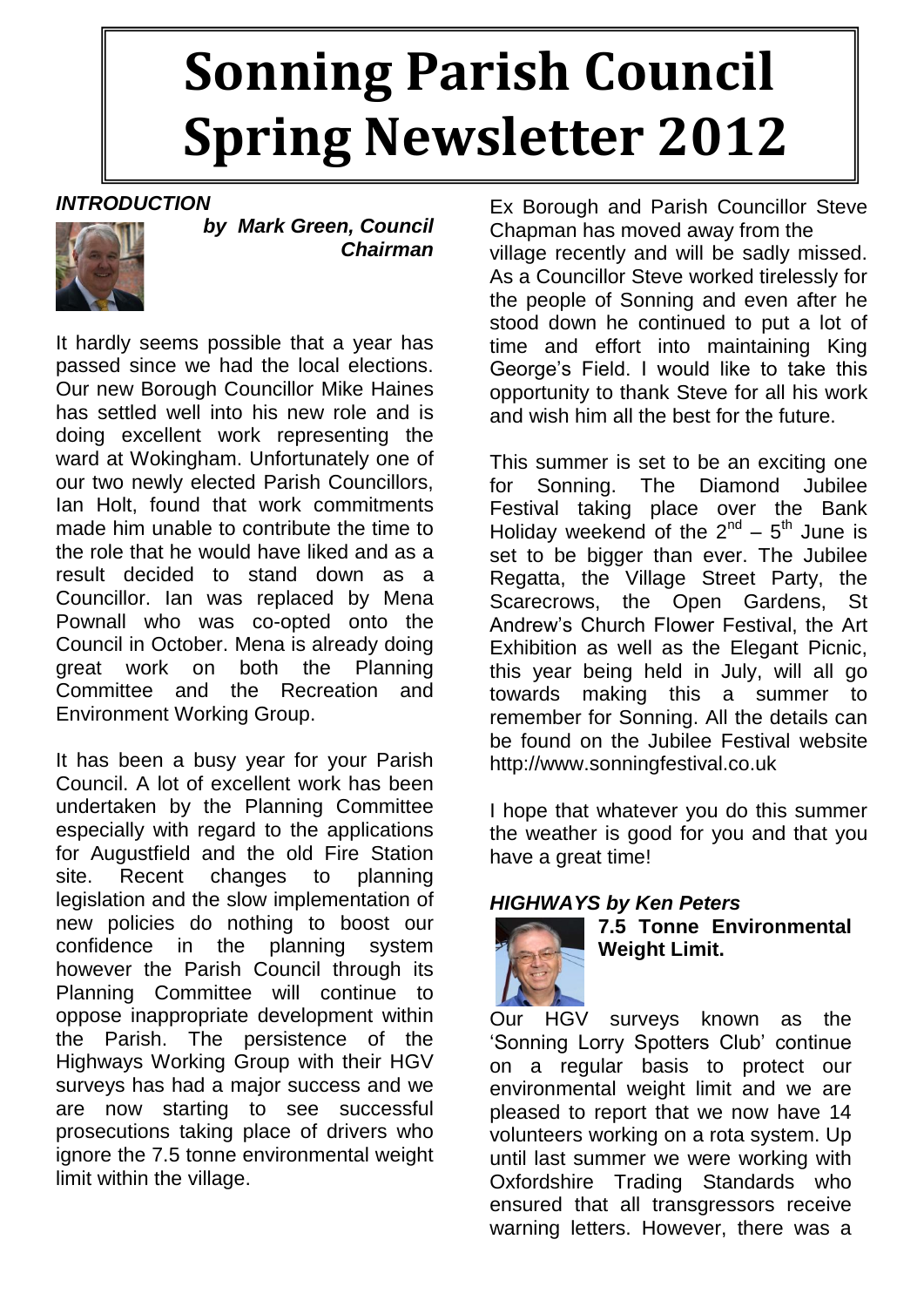# Sonning Parish Council Spring Newsletter 2012

***INTRODUCTION***

***by Mark Green, Council Chairman***

It hardly seems possible that a year has passed since we had the local elections. Our new Borough Councillor Mike Haines has settled well into his new role and is doing excellent work representing the ward at Wokingham. Unfortunately one of our two newly elected Parish Councillors, Ian Holt, found that work commitments made him unable to contribute the time to the role that he would have liked and as a result decided to stand down as a Councillor. Ian was replaced by Mena Pownall who was co-opted onto the Council in October. Mena is already doing great work on both the Planning Committee and the Recreation and Environment Working Group.

It has been a busy year for your Parish Council. A lot of excellent work has been undertaken by the Planning Committee especially with regard to the applications for Augustfield and the old Fire Station site. Recent changes to planning legislation and the slow implementation of new policies do nothing to boost our confidence in the planning system however the Parish Council through its Planning Committee will continue to oppose inappropriate development within the Parish. The persistence of the Highways Working Group with their HGV surveys has had a major success and we are now starting to see successful prosecutions taking place of drivers who ignore the 7.5 tonne environmental weight limit within the village.

Ex Borough and Parish Councillor Steve Chapman has moved away from the village recently and will be sadly missed. As a Councillor Steve worked tirelessly for the people of Sonning and even after he stood down he continued to put a lot of time and effort into maintaining King George's Field. I would like to take this opportunity to thank Steve for all his work and wish him all the best for the future.

This summer is set to be an exciting one for Sonning. The Diamond Jubilee Festival taking place over the Bank Holiday weekend of the 2nd – 5th June is set to be bigger than ever. The Jubilee Regatta, the Village Street Party, the Scarecrows, the Open Gardens, St Andrew's Church Flower Festival, the Art Exhibition as well as the Elegant Picnic, this year being held in July, will all go towards making this a summer to remember for Sonning. All the details can be found on the Jubilee Festival website http://www.sonningfestival.co.uk

I hope that whatever you do this summer the weather is good for you and that you have a great time!

***HIGHWAYS by Ken Peters***

**7.5 Tonne Environmental Weight Limit.**

Our HGV surveys known as the 'Sonning Lorry Spotters Club' continue on a regular basis to protect our environmental weight limit and we are pleased to report that we now have 14 volunteers working on a rota system. Up until last summer we were working with Oxfordshire Trading Standards who ensured that all transgressors receive warning letters. However, there was a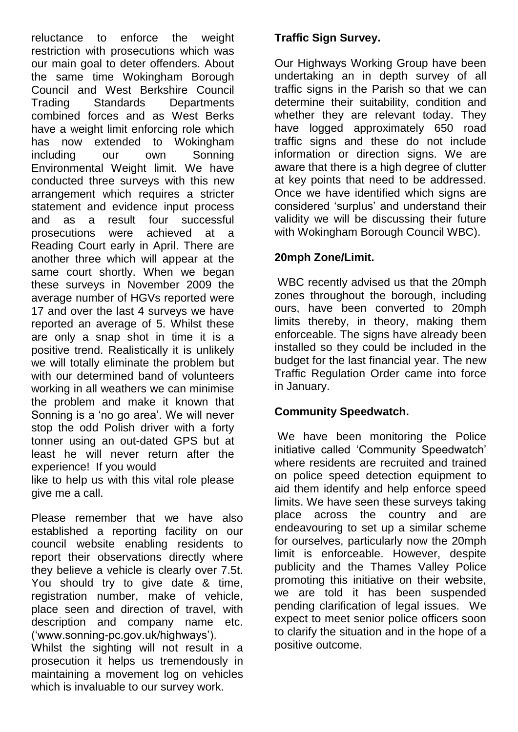reluctance to enforce the weight restriction with prosecutions which was our main goal to deter offenders. About the same time Wokingham Borough Council and West Berkshire Council Trading Standards Departments combined forces and as West Berks have a weight limit enforcing role which has now extended to Wokingham including our own Sonning Environmental Weight limit. We have conducted three surveys with this new arrangement which requires a stricter statement and evidence input process and as a result four successful prosecutions were achieved at a Reading Court early in April. There are another three which will appear at the same court shortly. When we began these surveys in November 2009 the average number of HGVs reported were 17 and over the last 4 surveys we have reported an average of 5. Whilst these are only a snap shot in time it is a positive trend. Realistically it is unlikely we will totally eliminate the problem but with our determined band of volunteers working in all weathers we can minimise the problem and make it known that Sonning is a 'no go area'. We will never stop the odd Polish driver with a forty tonner using an out-dated GPS but at least he will never return after the experience! If you would like to help us with this vital role please give me a call.

Please remember that we have also established a reporting facility on our council website enabling residents to report their observations directly where they believe a vehicle is clearly over 7.5t. You should try to give date & time, registration number, make of vehicle, place seen and direction of travel, with description and company name etc. ('www.sonning-pc.gov.uk/highways').
Whilst the sighting will not result in a prosecution it helps us tremendously in maintaining a movement log on vehicles which is invaluable to our survey work.

**Traffic Sign Survey.**

Our Highways Working Group have been undertaking an in depth survey of all traffic signs in the Parish so that we can determine their suitability, condition and whether they are relevant today. They have logged approximately 650 road traffic signs and these do not include information or direction signs. We are aware that there is a high degree of clutter at key points that need to be addressed. Once we have identified which signs are considered 'surplus' and understand their validity we will be discussing their future with Wokingham Borough Council WBC).

**20mph Zone/Limit.**

WBC recently advised us that the 20mph zones throughout the borough, including ours, have been converted to 20mph limits thereby, in theory, making them enforceable. The signs have already been installed so they could be included in the budget for the last financial year. The new Traffic Regulation Order came into force in January.

**Community Speedwatch.**

We have been monitoring the Police initiative called 'Community Speedwatch' where residents are recruited and trained on police speed detection equipment to aid them identify and help enforce speed limits. We have seen these surveys taking place across the country and are endeavouring to set up a similar scheme for ourselves, particularly now the 20mph limit is enforceable. However, despite publicity and the Thames Valley Police promoting this initiative on their website, we are told it has been suspended pending clarification of legal issues. We expect to meet senior police officers soon to clarify the situation and in the hope of a positive outcome.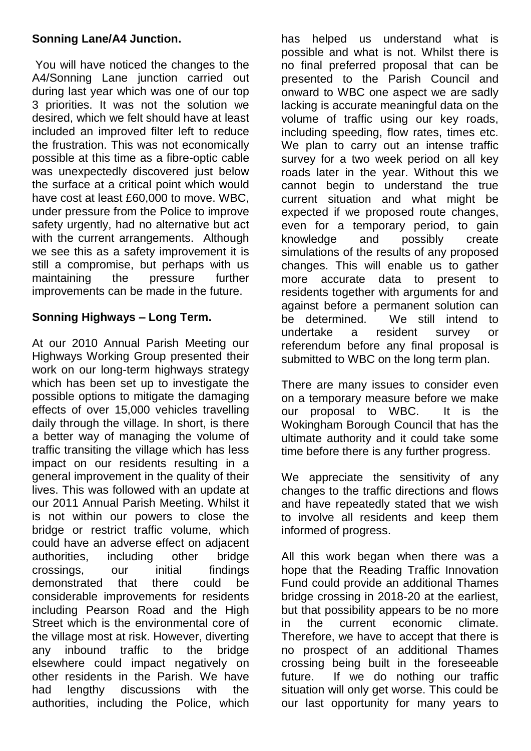**Sonning Lane/A4 Junction.**

You will have noticed the changes to the A4/Sonning Lane junction carried out during last year which was one of our top 3 priorities. It was not the solution we desired, which we felt should have at least included an improved filter left to reduce the frustration. This was not economically possible at this time as a fibre-optic cable was unexpectedly discovered just below the surface at a critical point which would have cost at least £60,000 to move. WBC, under pressure from the Police to improve safety urgently, had no alternative but act with the current arrangements. Although we see this as a safety improvement it is still a compromise, but perhaps with us maintaining the pressure further improvements can be made in the future.

**Sonning Highways – Long Term.**

At our 2010 Annual Parish Meeting our Highways Working Group presented their work on our long-term highways strategy which has been set up to investigate the possible options to mitigate the damaging effects of over 15,000 vehicles travelling daily through the village. In short, is there a better way of managing the volume of traffic transiting the village which has less impact on our residents resulting in a general improvement in the quality of their lives. This was followed with an update at our 2011 Annual Parish Meeting. Whilst it is not within our powers to close the bridge or restrict traffic volume, which could have an adverse effect on adjacent authorities, including other bridge crossings, our initial findings demonstrated that there could be considerable improvements for residents including Pearson Road and the High Street which is the environmental core of the village most at risk. However, diverting any inbound traffic to the bridge elsewhere could impact negatively on other residents in the Parish. We have had lengthy discussions with the authorities, including the Police, which has helped us understand what is possible and what is not. Whilst there is no final preferred proposal that can be presented to the Parish Council and onward to WBC one aspect we are sadly lacking is accurate meaningful data on the volume of traffic using our key roads, including speeding, flow rates, times etc. We plan to carry out an intense traffic survey for a two week period on all key roads later in the year. Without this we cannot begin to understand the true current situation and what might be expected if we proposed route changes, even for a temporary period, to gain knowledge and possibly create simulations of the results of any proposed changes. This will enable us to gather more accurate data to present to residents together with arguments for and against before a permanent solution can be determined. We still intend to undertake a resident survey or referendum before any final proposal is submitted to WBC on the long term plan.

There are many issues to consider even on a temporary measure before we make our proposal to WBC. It is the Wokingham Borough Council that has the ultimate authority and it could take some time before there is any further progress.

We appreciate the sensitivity of any changes to the traffic directions and flows and have repeatedly stated that we wish to involve all residents and keep them informed of progress.

All this work began when there was a hope that the Reading Traffic Innovation Fund could provide an additional Thames bridge crossing in 2018-20 at the earliest, but that possibility appears to be no more in the current economic climate. Therefore, we have to accept that there is no prospect of an additional Thames crossing being built in the foreseeable future. If we do nothing our traffic situation will only get worse. This could be our last opportunity for many years to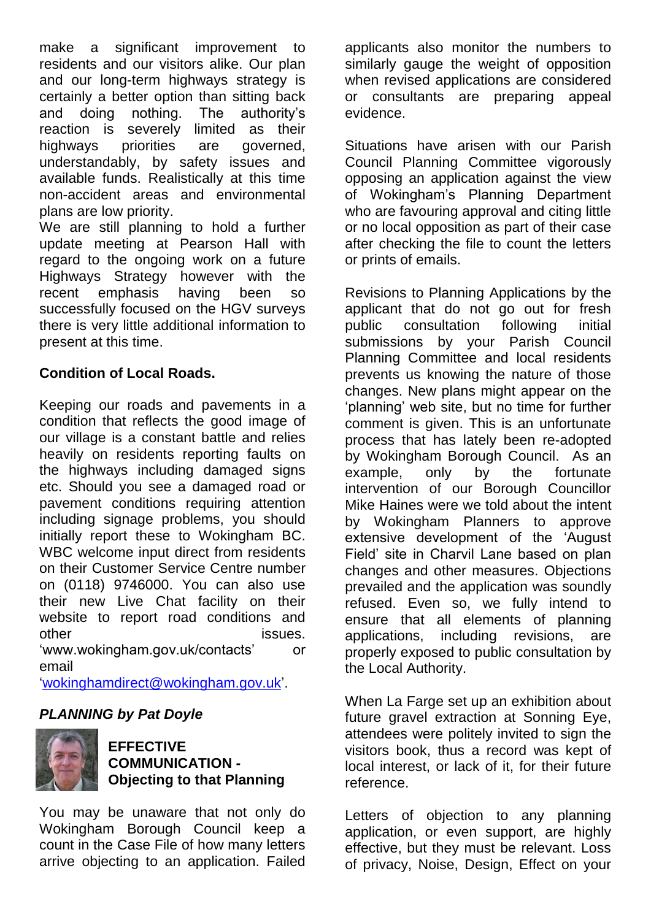make a significant improvement to residents and our visitors alike. Our plan and our long-term highways strategy is certainly a better option than sitting back and doing nothing. The authority's reaction is severely limited as their highways priorities are governed, understandably, by safety issues and available funds. Realistically at this time non-accident areas and environmental plans are low priority.

We are still planning to hold a further update meeting at Pearson Hall with regard to the ongoing work on a future Highways Strategy however with the recent emphasis having been so successfully focused on the HGV surveys there is very little additional information to present at this time.

**Condition of Local Roads.**

Keeping our roads and pavements in a condition that reflects the good image of our village is a constant battle and relies heavily on residents reporting faults on the highways including damaged signs etc. Should you see a damaged road or pavement conditions requiring attention including signage problems, you should initially report these to Wokingham BC. WBC welcome input direct from residents on their Customer Service Centre number on (0118) 9746000. You can also use their new Live Chat facility on their website to report road conditions and other issues. 'www.wokingham.gov.uk/contacts' or email 'wokinghamdirect@wokingham.gov.uk'.

***PLANNING by Pat Doyle***

**EFFECTIVE COMMUNICATION - Objecting to that Planning**

You may be unaware that not only do Wokingham Borough Council keep a count in the Case File of how many letters arrive objecting to an application. Failed applicants also monitor the numbers to similarly gauge the weight of opposition when revised applications are considered or consultants are preparing appeal evidence.

Situations have arisen with our Parish Council Planning Committee vigorously opposing an application against the view of Wokingham's Planning Department who are favouring approval and citing little or no local opposition as part of their case after checking the file to count the letters or prints of emails.

Revisions to Planning Applications by the applicant that do not go out for fresh public consultation following initial submissions by your Parish Council Planning Committee and local residents prevents us knowing the nature of those changes. New plans might appear on the 'planning' web site, but no time for further comment is given. This is an unfortunate process that has lately been re-adopted by Wokingham Borough Council. As an example, only by the fortunate intervention of our Borough Councillor Mike Haines were we told about the intent by Wokingham Planners to approve extensive development of the 'August Field' site in Charvil Lane based on plan changes and other measures. Objections prevailed and the application was soundly refused. Even so, we fully intend to ensure that all elements of planning applications, including revisions, are properly exposed to public consultation by the Local Authority.

When La Farge set up an exhibition about future gravel extraction at Sonning Eye, attendees were politely invited to sign the visitors book, thus a record was kept of local interest, or lack of it, for their future reference.

Letters of objection to any planning application, or even support, are highly effective, but they must be relevant. Loss of privacy, Noise, Design, Effect on your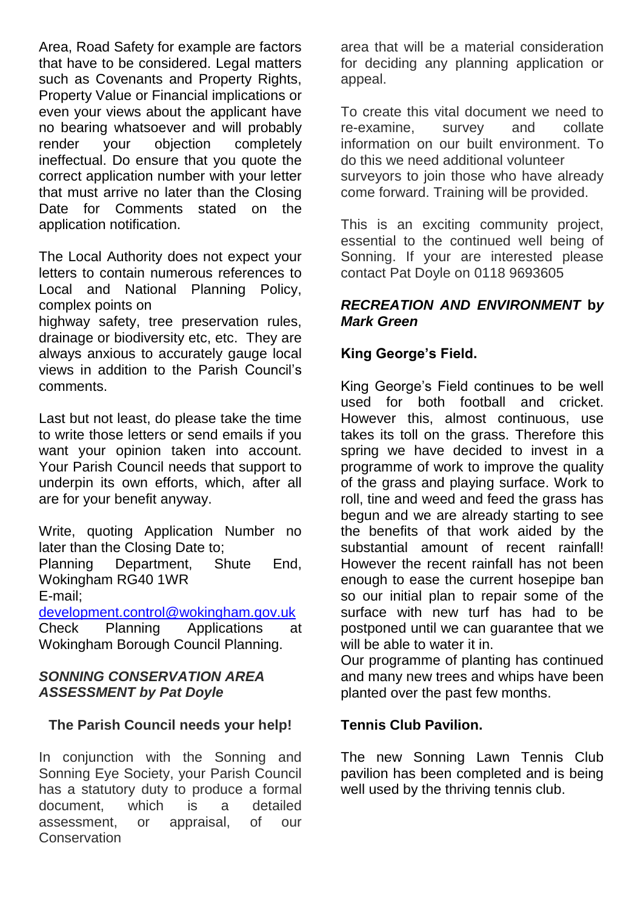Area, Road Safety for example are factors that have to be considered. Legal matters such as Covenants and Property Rights, Property Value or Financial implications or even your views about the applicant have no bearing whatsoever and will probably render your objection completely ineffectual. Do ensure that you quote the correct application number with your letter that must arrive no later than the Closing Date for Comments stated on the application notification.

The Local Authority does not expect your letters to contain numerous references to Local and National Planning Policy, complex points on highway safety, tree preservation rules, drainage or biodiversity etc, etc. They are always anxious to accurately gauge local views in addition to the Parish Council's comments.

Last but not least, do please take the time to write those letters or send emails if you want your opinion taken into account. Your Parish Council needs that support to underpin its own efforts, which, after all are for your benefit anyway.

Write, quoting Application Number no later than the Closing Date to;
Planning Department, Shute End, Wokingham RG40 1WR
E-mail;
development.control@wokingham.gov.uk
Check Planning Applications at Wokingham Borough Council Planning.

## *SONNING CONSERVATION AREA ASSESSMENT by Pat Doyle*

**The Parish Council needs your help!**

In conjunction with the Sonning and Sonning Eye Society, your Parish Council has a statutory duty to produce a formal document, which is a detailed assessment, or appraisal, of our Conservation area that will be a material consideration for deciding any planning application or appeal.

To create this vital document we need to re-examine, survey and collate information on our built environment. To do this we need additional volunteer surveyors to join those who have already come forward. Training will be provided.

This is an exciting community project, essential to the continued well being of Sonning. If your are interested please contact Pat Doyle on 0118 9693605

## *RECREATION AND ENVIRONMENT* by *Mark Green*

### King George's Field.

King George's Field continues to be well used for both football and cricket. However this, almost continuous, use takes its toll on the grass. Therefore this spring we have decided to invest in a programme of work to improve the quality of the grass and playing surface. Work to roll, tine and weed and feed the grass has begun and we are already starting to see the benefits of that work aided by the substantial amount of recent rainfall! However the recent rainfall has not been enough to ease the current hosepipe ban so our initial plan to repair some of the surface with new turf has had to be postponed until we can guarantee that we will be able to water it in.
Our programme of planting has continued and many new trees and whips have been planted over the past few months.

### Tennis Club Pavilion.

The new Sonning Lawn Tennis Club pavilion has been completed and is being well used by the thriving tennis club.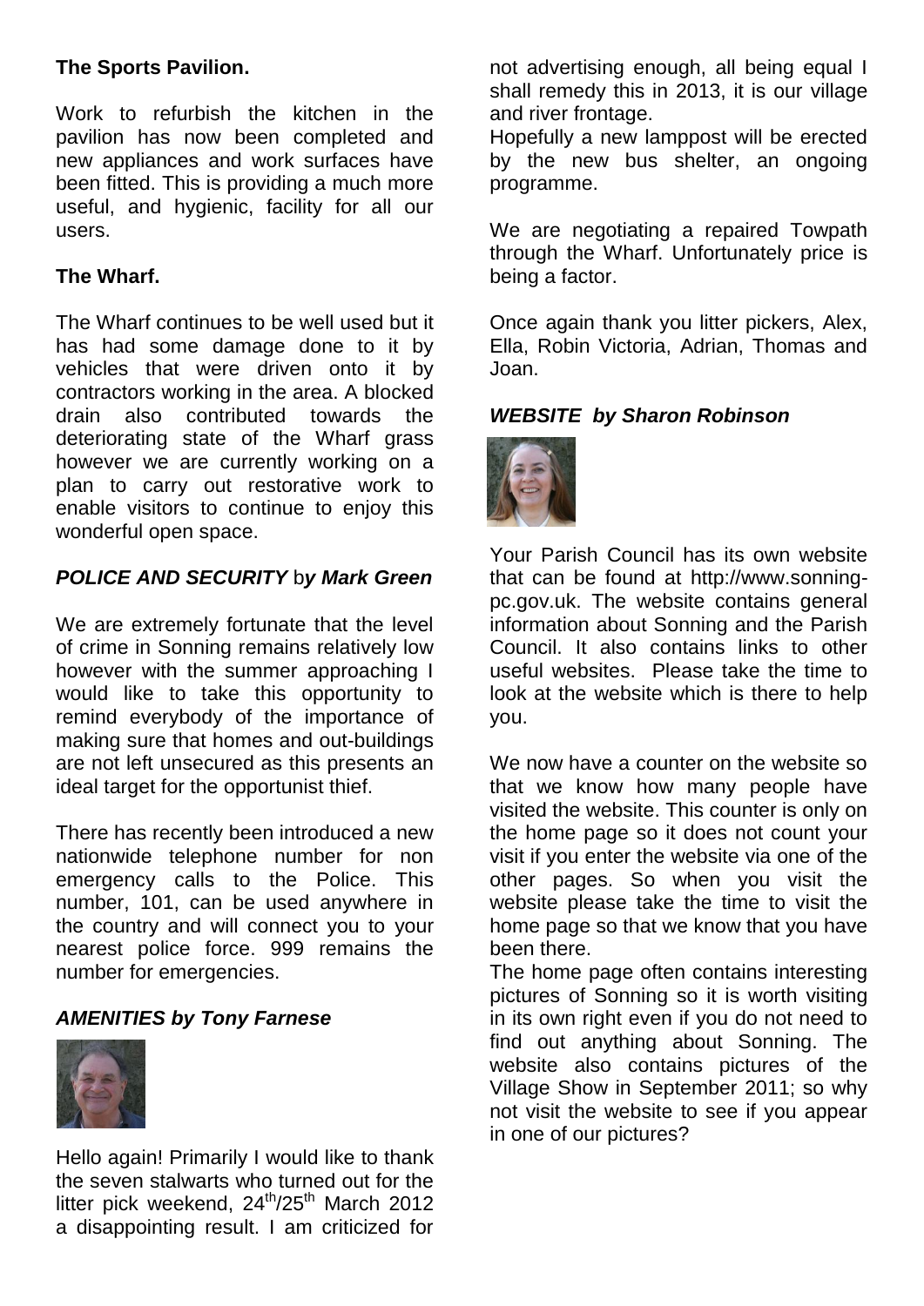**The Sports Pavilion.**

Work to refurbish the kitchen in the pavilion has now been completed and new appliances and work surfaces have been fitted. This is providing a much more useful, and hygienic, facility for all our users.

**The Wharf.**

The Wharf continues to be well used but it has had some damage done to it by vehicles that were driven onto it by contractors working in the area. A blocked drain also contributed towards the deteriorating state of the Wharf grass however we are currently working on a plan to carry out restorative work to enable visitors to continue to enjoy this wonderful open space.

### ***POLICE AND SECURITY by Mark Green***

We are extremely fortunate that the level of crime in Sonning remains relatively low however with the summer approaching I would like to take this opportunity to remind everybody of the importance of making sure that homes and out-buildings are not left unsecured as this presents an ideal target for the opportunist thief.

There has recently been introduced a new nationwide telephone number for non emergency calls to the Police. This number, 101, can be used anywhere in the country and will connect you to your nearest police force. 999 remains the number for emergencies.

### ***AMENITIES by Tony Farnese***

Hello again! Primarily I would like to thank the seven stalwarts who turned out for the litter pick weekend, 24th/25th March 2012 a disappointing result. I am criticized for not advertising enough, all being equal I shall remedy this in 2013, it is our village and river frontage.

Hopefully a new lamppost will be erected by the new bus shelter, an ongoing programme.

We are negotiating a repaired Towpath through the Wharf. Unfortunately price is being a factor.

Once again thank you litter pickers, Alex, Ella, Robin Victoria, Adrian, Thomas and Joan.

### ***WEBSITE by Sharon Robinson***

Your Parish Council has its own website that can be found at http://www.sonning-pc.gov.uk. The website contains general information about Sonning and the Parish Council. It also contains links to other useful websites. Please take the time to look at the website which is there to help you.

We now have a counter on the website so that we know how many people have visited the website. This counter is only on the home page so it does not count your visit if you enter the website via one of the other pages. So when you visit the website please take the time to visit the home page so that we know that you have been there.

The home page often contains interesting pictures of Sonning so it is worth visiting in its own right even if you do not need to find out anything about Sonning. The website also contains pictures of the Village Show in September 2011; so why not visit the website to see if you appear in one of our pictures?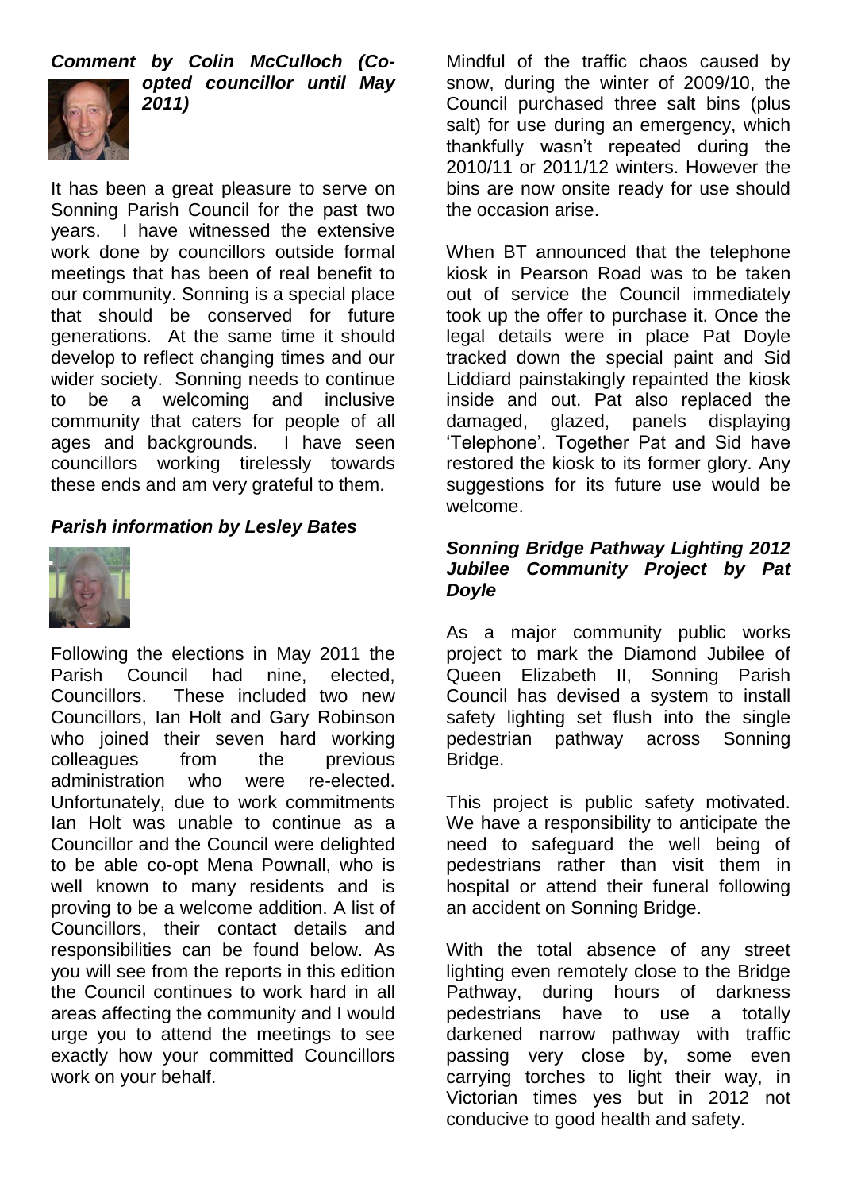***Comment by Colin McCulloch (Co-opted councillor until May 2011)***

It has been a great pleasure to serve on Sonning Parish Council for the past two years. I have witnessed the extensive work done by councillors outside formal meetings that has been of real benefit to our community. Sonning is a special place that should be conserved for future generations. At the same time it should develop to reflect changing times and our wider society. Sonning needs to continue to be a welcoming and inclusive community that caters for people of all ages and backgrounds. I have seen councillors working tirelessly towards these ends and am very grateful to them.

***Parish information by Lesley Bates***

Following the elections in May 2011 the Parish Council had nine, elected, Councillors. These included two new Councillors, Ian Holt and Gary Robinson who joined their seven hard working colleagues from the previous administration who were re-elected. Unfortunately, due to work commitments Ian Holt was unable to continue as a Councillor and the Council were delighted to be able co-opt Mena Pownall, who is well known to many residents and is proving to be a welcome addition. A list of Councillors, their contact details and responsibilities can be found below. As you will see from the reports in this edition the Council continues to work hard in all areas affecting the community and I would urge you to attend the meetings to see exactly how your committed Councillors work on your behalf.

Mindful of the traffic chaos caused by snow, during the winter of 2009/10, the Council purchased three salt bins (plus salt) for use during an emergency, which thankfully wasn't repeated during the 2010/11 or 2011/12 winters. However the bins are now onsite ready for use should the occasion arise.

When BT announced that the telephone kiosk in Pearson Road was to be taken out of service the Council immediately took up the offer to purchase it. Once the legal details were in place Pat Doyle tracked down the special paint and Sid Liddiard painstakingly repainted the kiosk inside and out. Pat also replaced the damaged, glazed, panels displaying 'Telephone'. Together Pat and Sid have restored the kiosk to its former glory. Any suggestions for its future use would be welcome.

***Sonning Bridge Pathway Lighting 2012 Jubilee Community Project by Pat Doyle***

As a major community public works project to mark the Diamond Jubilee of Queen Elizabeth II, Sonning Parish Council has devised a system to install safety lighting set flush into the single pedestrian pathway across Sonning Bridge.

This project is public safety motivated. We have a responsibility to anticipate the need to safeguard the well being of pedestrians rather than visit them in hospital or attend their funeral following an accident on Sonning Bridge.

With the total absence of any street lighting even remotely close to the Bridge Pathway, during hours of darkness pedestrians have to use a totally darkened narrow pathway with traffic passing very close by, some even carrying torches to light their way, in Victorian times yes but in 2012 not conducive to good health and safety.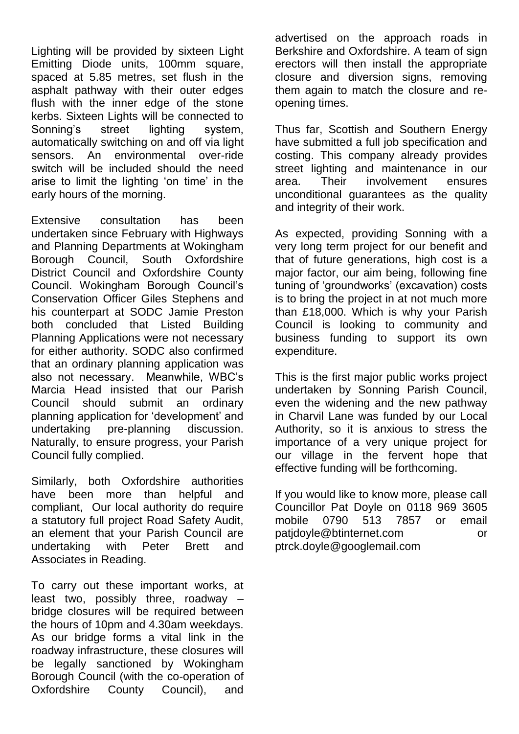Lighting will be provided by sixteen Light Emitting Diode units, 100mm square, spaced at 5.85 metres, set flush in the asphalt pathway with their outer edges flush with the inner edge of the stone kerbs. Sixteen Lights will be connected to Sonning's street lighting system, automatically switching on and off via light sensors. An environmental over-ride switch will be included should the need arise to limit the lighting 'on time' in the early hours of the morning.

Extensive consultation has been undertaken since February with Highways and Planning Departments at Wokingham Borough Council, South Oxfordshire District Council and Oxfordshire County Council. Wokingham Borough Council's Conservation Officer Giles Stephens and his counterpart at SODC Jamie Preston both concluded that Listed Building Planning Applications were not necessary for either authority. SODC also confirmed that an ordinary planning application was also not necessary. Meanwhile, WBC's Marcia Head insisted that our Parish Council should submit an ordinary planning application for 'development' and undertaking pre-planning discussion. Naturally, to ensure progress, your Parish Council fully complied.

Similarly, both Oxfordshire authorities have been more than helpful and compliant, Our local authority do require a statutory full project Road Safety Audit, an element that your Parish Council are undertaking with Peter Brett and Associates in Reading.

To carry out these important works, at least two, possibly three, roadway – bridge closures will be required between the hours of 10pm and 4.30am weekdays. As our bridge forms a vital link in the roadway infrastructure, these closures will be legally sanctioned by Wokingham Borough Council (with the co-operation of Oxfordshire County Council), and advertised on the approach roads in Berkshire and Oxfordshire. A team of sign erectors will then install the appropriate closure and diversion signs, removing them again to match the closure and re-opening times.

Thus far, Scottish and Southern Energy have submitted a full job specification and costing. This company already provides street lighting and maintenance in our area. Their involvement ensures unconditional guarantees as the quality and integrity of their work.

As expected, providing Sonning with a very long term project for our benefit and that of future generations, high cost is a major factor, our aim being, following fine tuning of 'groundworks' (excavation) costs is to bring the project in at not much more than £18,000. Which is why your Parish Council is looking to community and business funding to support its own expenditure.

This is the first major public works project undertaken by Sonning Parish Council, even the widening and the new pathway in Charvil Lane was funded by our Local Authority, so it is anxious to stress the importance of a very unique project for our village in the fervent hope that effective funding will be forthcoming.

If you would like to know more, please call Councillor Pat Doyle on 0118 969 3605 mobile 0790 513 7857 or email patjdoyle@btinternet.com or ptrck.doyle@googlemail.com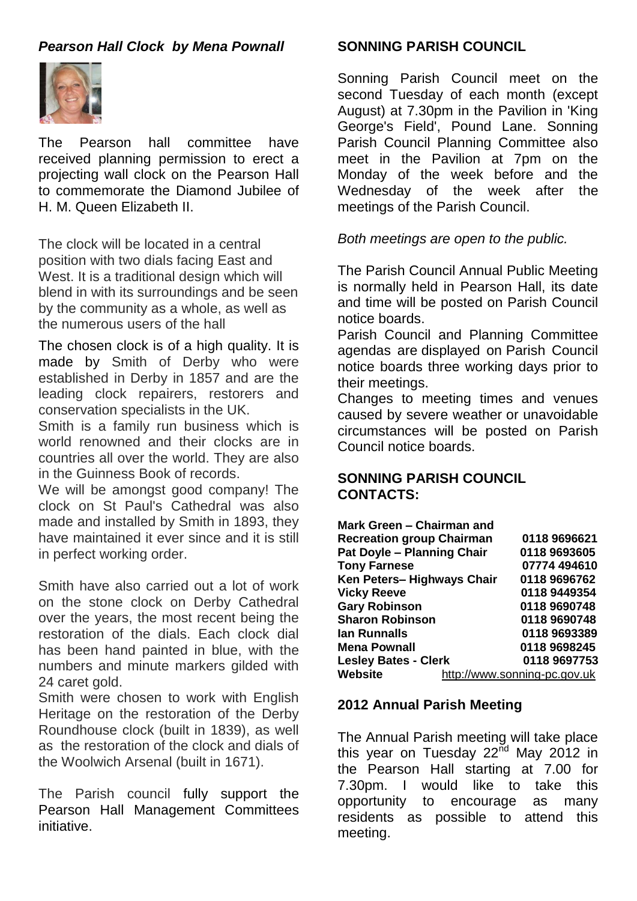### *Pearson Hall Clock by Mena Pownall*

The Pearson hall committee have received planning permission to erect a projecting wall clock on the Pearson Hall to commemorate the Diamond Jubilee of H. M. Queen Elizabeth II.

The clock will be located in a central position with two dials facing East and West. It is a traditional design which will blend in with its surroundings and be seen by the community as a whole, as well as the numerous users of the hall

The chosen clock is of a high quality. It is made by Smith of Derby who were established in Derby in 1857 and are the leading clock repairers, restorers and conservation specialists in the UK.

Smith is a family run business which is world renowned and their clocks are in countries all over the world. They are also in the Guinness Book of records.

We will be amongst good company! The clock on St Paul's Cathedral was also made and installed by Smith in 1893, they have maintained it ever since and it is still in perfect working order.

Smith have also carried out a lot of work on the stone clock on Derby Cathedral over the years, the most recent being the restoration of the dials. Each clock dial has been hand painted in blue, with the numbers and minute markers gilded with 24 caret gold.

Smith were chosen to work with English Heritage on the restoration of the Derby Roundhouse clock (built in 1839), as well as the restoration of the clock and dials of the Woolwich Arsenal (built in 1671).

The Parish council fully support the Pearson Hall Management Committees initiative.

### SONNING PARISH COUNCIL

Sonning Parish Council meet on the second Tuesday of each month (except August) at 7.30pm in the Pavilion in 'King George's Field', Pound Lane. Sonning Parish Council Planning Committee also meet in the Pavilion at 7pm on the Monday of the week before and the Wednesday of the week after the meetings of the Parish Council.

*Both meetings are open to the public.*

The Parish Council Annual Public Meeting is normally held in Pearson Hall, its date and time will be posted on Parish Council notice boards.

Parish Council and Planning Committee agendas are displayed on Parish Council notice boards three working days prior to their meetings.

Changes to meeting times and venues caused by severe weather or unavoidable circumstances will be posted on Parish Council notice boards.

### SONNING PARISH COUNCIL CONTACTS:

| | |
|---|---|
| **Mark Green – Chairman and Recreation group Chairman** | **0118 9696621** |
| **Pat Doyle – Planning Chair** | **0118 9693605** |
| **Tony Farnese** | **07774 494610** |
| **Ken Peters– Highways Chair** | **0118 9696762** |
| **Vicky Reeve** | **0118 9449354** |
| **Gary Robinson** | **0118 9690748** |
| **Sharon Robinson** | **0118 9690748** |
| **Ian Runnalls** | **0118 9693389** |
| **Mena Pownall** | **0118 9698245** |
| **Lesley Bates - Clerk** | **0118 9697753** |
| **Website** | http://www.sonning-pc.gov.uk |

### 2012 Annual Parish Meeting

The Annual Parish meeting will take place this year on Tuesday 22nd May 2012 in the Pearson Hall starting at 7.00 for 7.30pm. I would like to take this opportunity to encourage as many residents as possible to attend this meeting.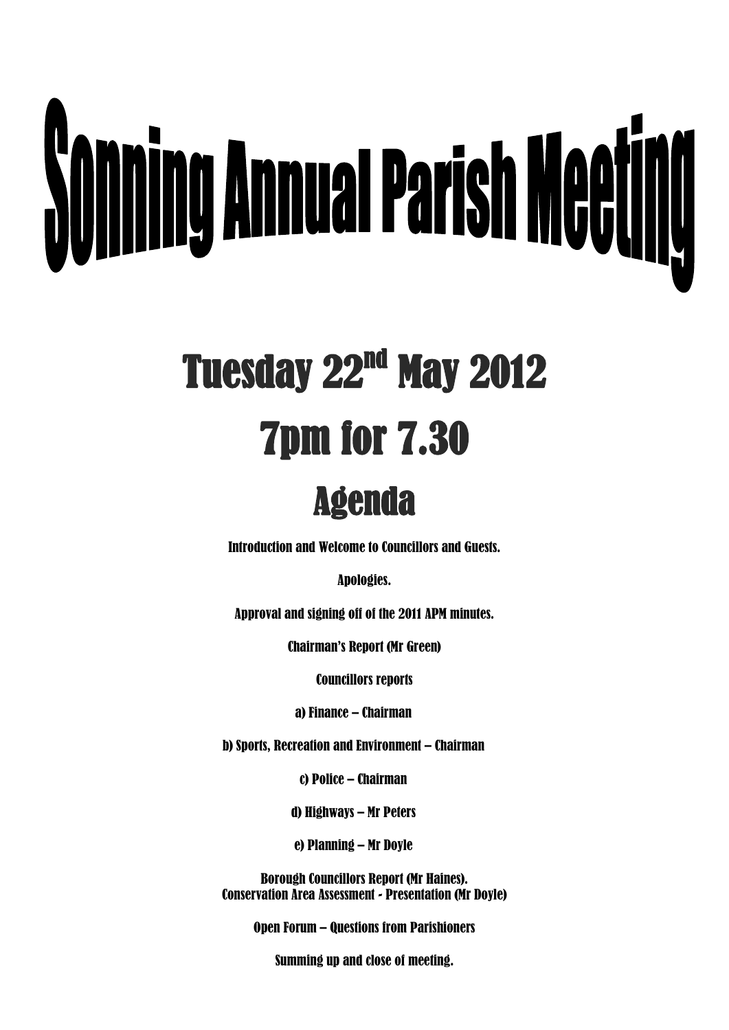# Sonning Annual Parish Meeting

## Tuesday 22nd May 2012

## 7pm for 7.30

## Agenda

Introduction and Welcome to Councillors and Guests.

Apologies.

Approval and signing off of the 2011 APM minutes.

Chairman's Report (Mr Green)

Councillors reports

a) Finance – Chairman

b) Sports, Recreation and Environment – Chairman

c) Police – Chairman

d) Highways – Mr Peters

e) Planning – Mr Doyle

Borough Councillors Report (Mr Haines).
Conservation Area Assessment - Presentation (Mr Doyle)

Open Forum – Questions from Parishioners

Summing up and close of meeting.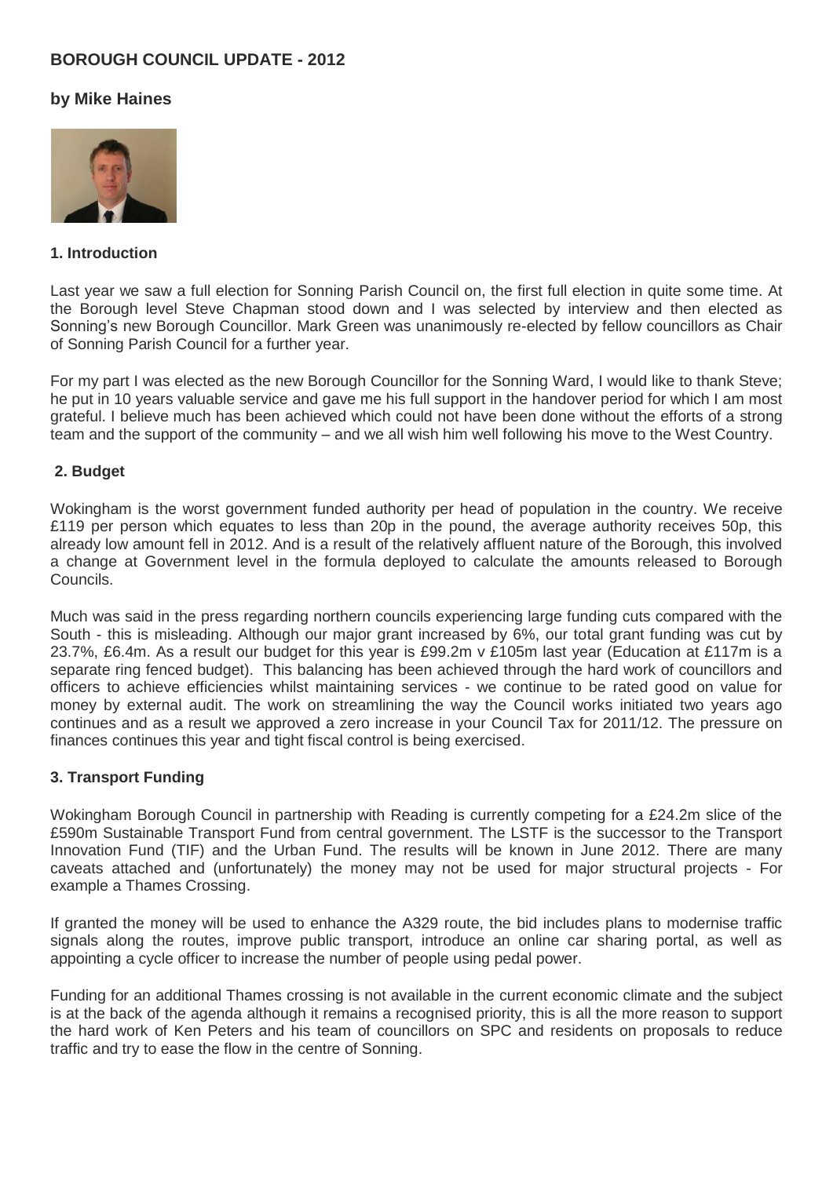## BOROUGH COUNCIL UPDATE - 2012

### by Mike Haines

#### 1. Introduction

Last year we saw a full election for Sonning Parish Council on, the first full election in quite some time. At the Borough level Steve Chapman stood down and I was selected by interview and then elected as Sonning's new Borough Councillor. Mark Green was unanimously re-elected by fellow councillors as Chair of Sonning Parish Council for a further year.

For my part I was elected as the new Borough Councillor for the Sonning Ward, I would like to thank Steve; he put in 10 years valuable service and gave me his full support in the handover period for which I am most grateful. I believe much has been achieved which could not have been done without the efforts of a strong team and the support of the community – and we all wish him well following his move to the West Country.

#### 2. Budget

Wokingham is the worst government funded authority per head of population in the country. We receive £119 per person which equates to less than 20p in the pound, the average authority receives 50p, this already low amount fell in 2012. And is a result of the relatively affluent nature of the Borough, this involved a change at Government level in the formula deployed to calculate the amounts released to Borough Councils.

Much was said in the press regarding northern councils experiencing large funding cuts compared with the South - this is misleading. Although our major grant increased by 6%, our total grant funding was cut by 23.7%, £6.4m. As a result our budget for this year is £99.2m v £105m last year (Education at £117m is a separate ring fenced budget). This balancing has been achieved through the hard work of councillors and officers to achieve efficiencies whilst maintaining services - we continue to be rated good on value for money by external audit. The work on streamlining the way the Council works initiated two years ago continues and as a result we approved a zero increase in your Council Tax for 2011/12. The pressure on finances continues this year and tight fiscal control is being exercised.

#### 3. Transport Funding

Wokingham Borough Council in partnership with Reading is currently competing for a £24.2m slice of the £590m Sustainable Transport Fund from central government. The LSTF is the successor to the Transport Innovation Fund (TIF) and the Urban Fund. The results will be known in June 2012. There are many caveats attached and (unfortunately) the money may not be used for major structural projects - For example a Thames Crossing.

If granted the money will be used to enhance the A329 route, the bid includes plans to modernise traffic signals along the routes, improve public transport, introduce an online car sharing portal, as well as appointing a cycle officer to increase the number of people using pedal power.

Funding for an additional Thames crossing is not available in the current economic climate and the subject is at the back of the agenda although it remains a recognised priority, this is all the more reason to support the hard work of Ken Peters and his team of councillors on SPC and residents on proposals to reduce traffic and try to ease the flow in the centre of Sonning.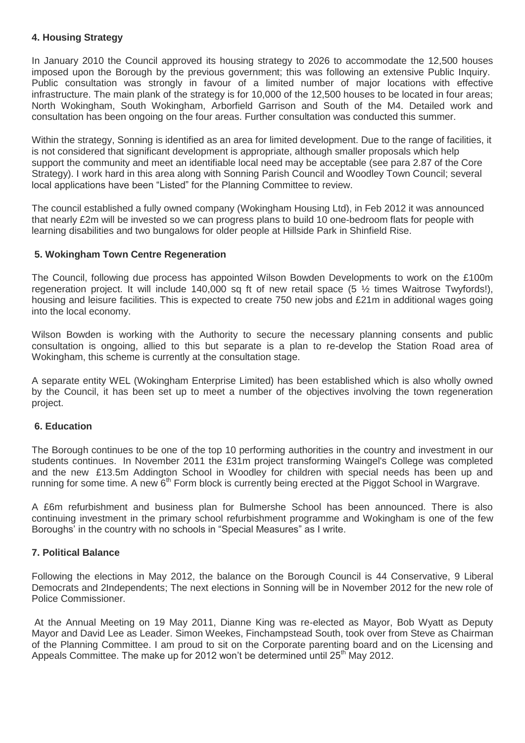## 4. Housing Strategy

In January 2010 the Council approved its housing strategy to 2026 to accommodate the 12,500 houses imposed upon the Borough by the previous government; this was following an extensive Public Inquiry. Public consultation was strongly in favour of a limited number of major locations with effective infrastructure. The main plank of the strategy is for 10,000 of the 12,500 houses to be located in four areas; North Wokingham, South Wokingham, Arborfield Garrison and South of the M4. Detailed work and consultation has been ongoing on the four areas. Further consultation was conducted this summer.

Within the strategy, Sonning is identified as an area for limited development. Due to the range of facilities, it is not considered that significant development is appropriate, although smaller proposals which help support the community and meet an identifiable local need may be acceptable (see para 2.87 of the Core Strategy). I work hard in this area along with Sonning Parish Council and Woodley Town Council; several local applications have been "Listed" for the Planning Committee to review.

The council established a fully owned company (Wokingham Housing Ltd), in Feb 2012 it was announced that nearly £2m will be invested so we can progress plans to build 10 one-bedroom flats for people with learning disabilities and two bungalows for older people at Hillside Park in Shinfield Rise.

## 5. Wokingham Town Centre Regeneration

The Council, following due process has appointed Wilson Bowden Developments to work on the £100m regeneration project. It will include 140,000 sq ft of new retail space (5 ½ times Waitrose Twyfords!), housing and leisure facilities. This is expected to create 750 new jobs and £21m in additional wages going into the local economy.

Wilson Bowden is working with the Authority to secure the necessary planning consents and public consultation is ongoing, allied to this but separate is a plan to re-develop the Station Road area of Wokingham, this scheme is currently at the consultation stage.

A separate entity WEL (Wokingham Enterprise Limited) has been established which is also wholly owned by the Council, it has been set up to meet a number of the objectives involving the town regeneration project.

## 6. Education

The Borough continues to be one of the top 10 performing authorities in the country and investment in our students continues. In November 2011 the £31m project transforming Waingel's College was completed and the new £13.5m Addington School in Woodley for children with special needs has been up and running for some time. A new 6th Form block is currently being erected at the Piggot School in Wargrave.

A £6m refurbishment and business plan for Bulmershe School has been announced. There is also continuing investment in the primary school refurbishment programme and Wokingham is one of the few Boroughs' in the country with no schools in "Special Measures" as I write.

## 7. Political Balance

Following the elections in May 2012, the balance on the Borough Council is 44 Conservative, 9 Liberal Democrats and 2Independents; The next elections in Sonning will be in November 2012 for the new role of Police Commissioner.

At the Annual Meeting on 19 May 2011, Dianne King was re-elected as Mayor, Bob Wyatt as Deputy Mayor and David Lee as Leader. Simon Weekes, Finchampstead South, took over from Steve as Chairman of the Planning Committee. I am proud to sit on the Corporate parenting board and on the Licensing and Appeals Committee. The make up for 2012 won't be determined until 25th May 2012.